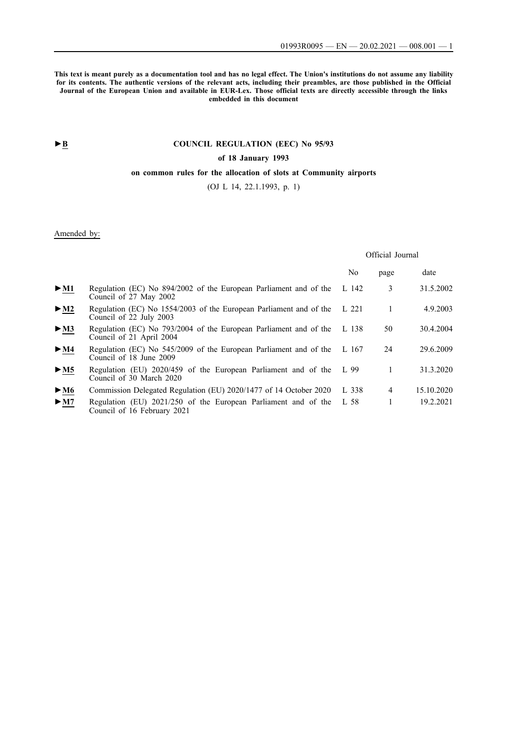**This text is meant purely as a documentation tool and has no legal effect. The Union's institutions do not assume any liability for its contents. The authentic versions of the relevant acts, including their preambles, are those published in the Official Journal of the European Union and available in EUR-Lex. Those official texts are directly accessible through the links embedded in this document**

►**B**

# COUNCIL REGULATION (EEC) No 95/93

## of 18 January 1993

## on common rules for the allocation of slots at Community airports

(OJ L 14, 22.1.1993, p. 1)

Amended by:

| | | Official Journal | | |
|---|---|---|---|---|
| | | No | page | date |
| ►**M1** | Regulation (EC) No 894/2002 of the European Parliament and of the Council of 27 May 2002 | L 142 | 3 | 31.5.2002 |
| ►**M2** | Regulation (EC) No 1554/2003 of the European Parliament and of the Council of 22 July 2003 | L 221 | 1 | 4.9.2003 |
| ►**M3** | Regulation (EC) No 793/2004 of the European Parliament and of the Council of 21 April 2004 | L 138 | 50 | 30.4.2004 |
| ►**M4** | Regulation (EC) No 545/2009 of the European Parliament and of the Council of 18 June 2009 | L 167 | 24 | 29.6.2009 |
| ►**M5** | Regulation (EU) 2020/459 of the European Parliament and of the Council of 30 March 2020 | L 99 | 1 | 31.3.2020 |
| ►**M6** | Commission Delegated Regulation (EU) 2020/1477 of 14 October 2020 | L 338 | 4 | 15.10.2020 |
| ►**M7** | Regulation (EU) 2021/250 of the European Parliament and of the Council of 16 February 2021 | L 58 | 1 | 19.2.2021 |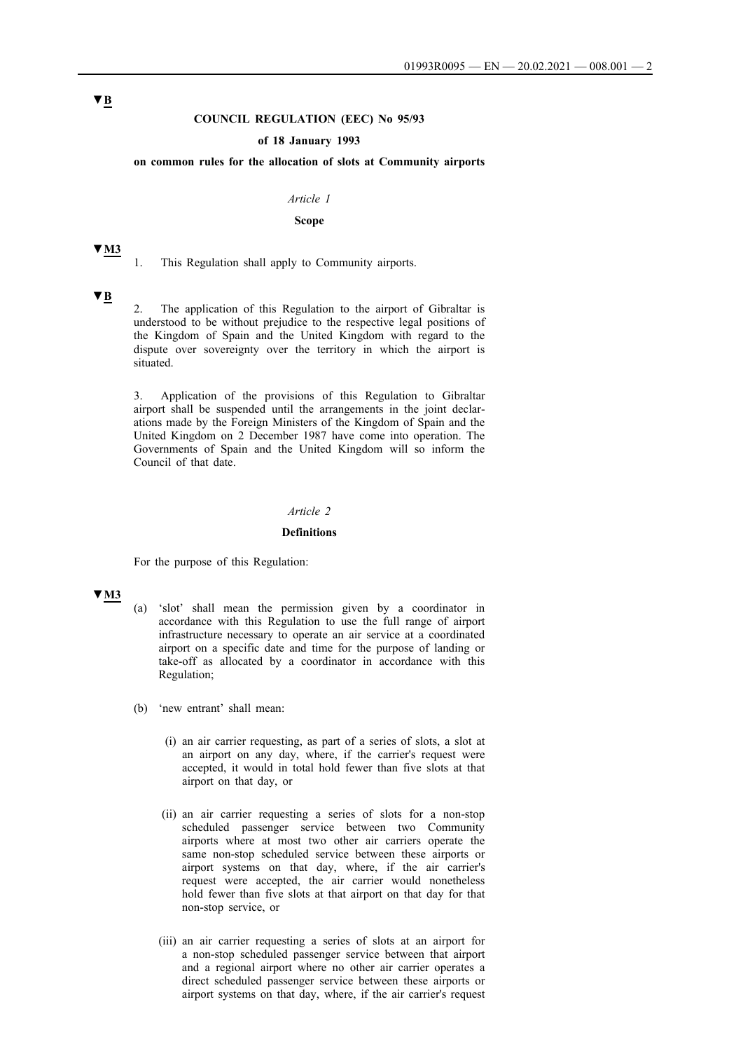▼B

**COUNCIL REGULATION (EEC) No 95/93**

**of 18 January 1993**

**on common rules for the allocation of slots at Community airports**

*Article 1*

**Scope**

▼M3

1. This Regulation shall apply to Community airports.

▼B

2. The application of this Regulation to the airport of Gibraltar is understood to be without prejudice to the respective legal positions of the Kingdom of Spain and the United Kingdom with regard to the dispute over sovereignty over the territory in which the airport is situated.

3. Application of the provisions of this Regulation to Gibraltar airport shall be suspended until the arrangements in the joint declarations made by the Foreign Ministers of the Kingdom of Spain and the United Kingdom on 2 December 1987 have come into operation. The Governments of Spain and the United Kingdom will so inform the Council of that date.

*Article 2*

**Definitions**

For the purpose of this Regulation:

▼M3

(a) 'slot' shall mean the permission given by a coordinator in accordance with this Regulation to use the full range of airport infrastructure necessary to operate an air service at a coordinated airport on a specific date and time for the purpose of landing or take-off as allocated by a coordinator in accordance with this Regulation;

(b) 'new entrant' shall mean:

(i) an air carrier requesting, as part of a series of slots, a slot at an airport on any day, where, if the carrier's request were accepted, it would in total hold fewer than five slots at that airport on that day, or

(ii) an air carrier requesting a series of slots for a non-stop scheduled passenger service between two Community airports where at most two other air carriers operate the same non-stop scheduled service between these airports or airport systems on that day, where, if the air carrier's request were accepted, the air carrier would nonetheless hold fewer than five slots at that airport on that day for that non-stop service, or

(iii) an air carrier requesting a series of slots at an airport for a non-stop scheduled passenger service between that airport and a regional airport where no other air carrier operates a direct scheduled passenger service between these airports or airport systems on that day, where, if the air carrier's request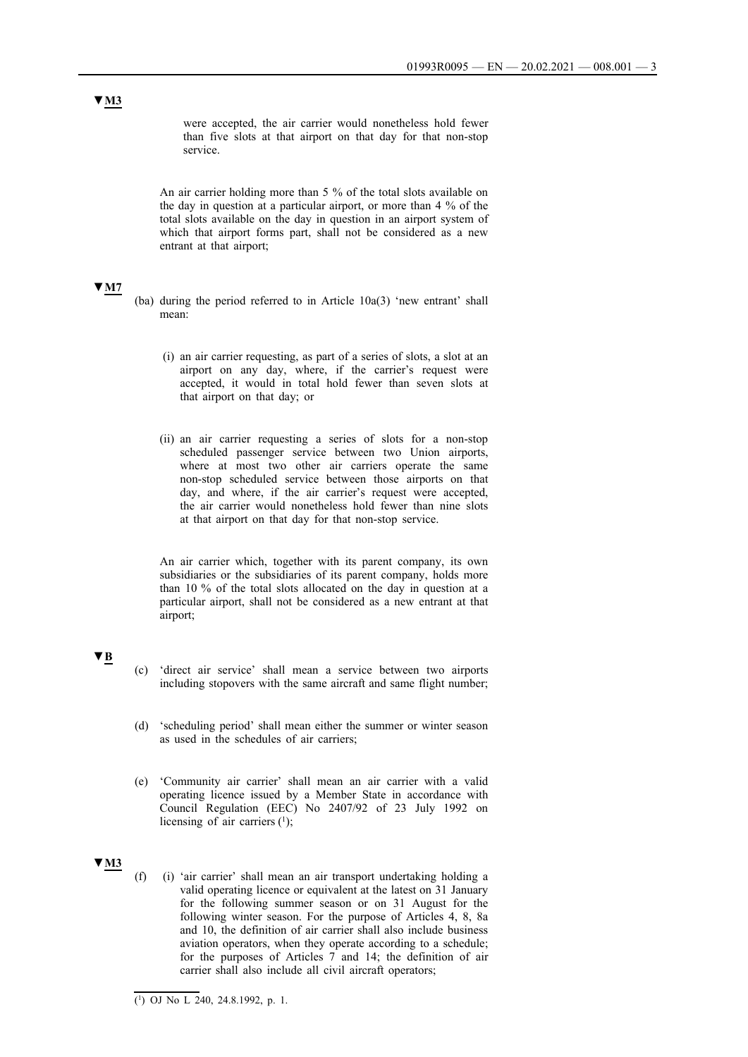▼M3

were accepted, the air carrier would nonetheless hold fewer than five slots at that airport on that day for that non-stop service.

An air carrier holding more than 5 % of the total slots available on the day in question at a particular airport, or more than 4 % of the total slots available on the day in question in an airport system of which that airport forms part, shall not be considered as a new entrant at that airport;

▼M7

(ba) during the period referred to in Article 10a(3) 'new entrant' shall mean:

(i) an air carrier requesting, as part of a series of slots, a slot at an airport on any day, where, if the carrier's request were accepted, it would in total hold fewer than seven slots at that airport on that day; or

(ii) an air carrier requesting a series of slots for a non-stop scheduled passenger service between two Union airports, where at most two other air carriers operate the same non-stop scheduled service between those airports on that day, and where, if the air carrier's request were accepted, the air carrier would nonetheless hold fewer than nine slots at that airport on that day for that non-stop service.

An air carrier which, together with its parent company, its own subsidiaries or the subsidiaries of its parent company, holds more than 10 % of the total slots allocated on the day in question at a particular airport, shall not be considered as a new entrant at that airport;

▼B

(c) 'direct air service' shall mean a service between two airports including stopovers with the same aircraft and same flight number;

(d) 'scheduling period' shall mean either the summer or winter season as used in the schedules of air carriers;

(e) 'Community air carrier' shall mean an air carrier with a valid operating licence issued by a Member State in accordance with Council Regulation (EEC) No 2407/92 of 23 July 1992 on licensing of air carriers [1];

▼M3

(f) (i) 'air carrier' shall mean an air transport undertaking holding a valid operating licence or equivalent at the latest on 31 January for the following summer season or on 31 August for the following winter season. For the purpose of Articles 4, 8, 8a and 10, the definition of air carrier shall also include business aviation operators, when they operate according to a schedule; for the purposes of Articles 7 and 14; the definition of air carrier shall also include all civil aircraft operators;

[1] OJ No L 240, 24.8.1992, p. 1.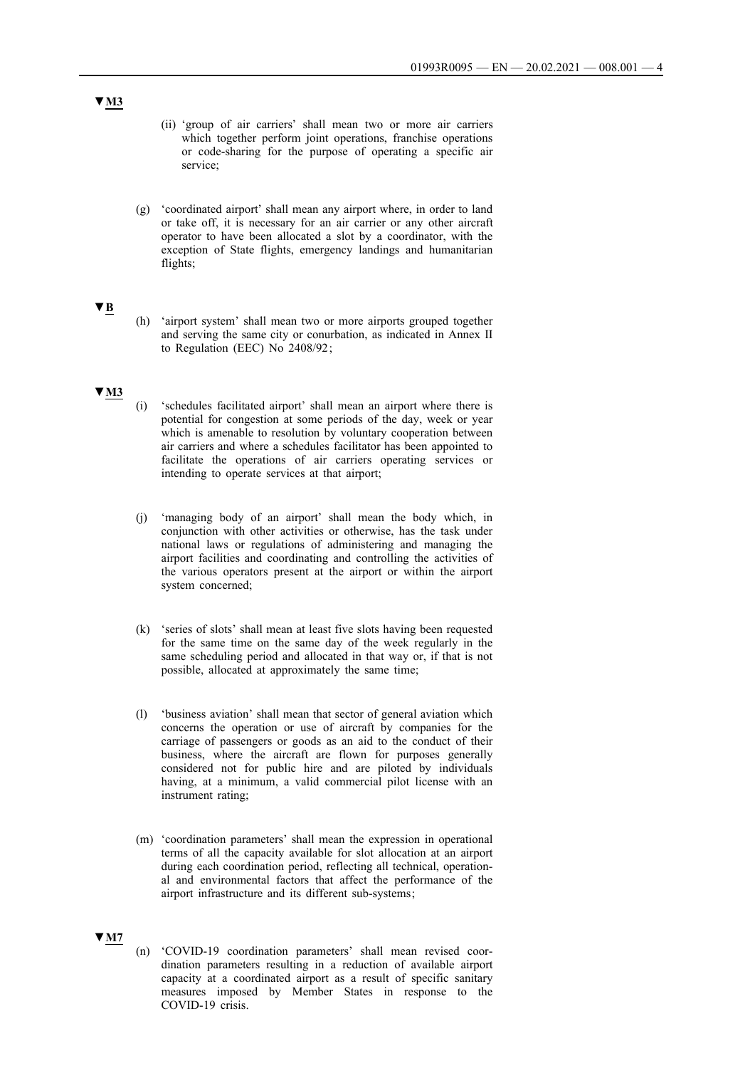▼**M3**

(ii) 'group of air carriers' shall mean two or more air carriers which together perform joint operations, franchise operations or code-sharing for the purpose of operating a specific air service;

(g) 'coordinated airport' shall mean any airport where, in order to land or take off, it is necessary for an air carrier or any other aircraft operator to have been allocated a slot by a coordinator, with the exception of State flights, emergency landings and humanitarian flights;

▼**B**

(h) 'airport system' shall mean two or more airports grouped together and serving the same city or conurbation, as indicated in Annex II to Regulation (EEC) No 2408/92;

▼**M3**

(i) 'schedules facilitated airport' shall mean an airport where there is potential for congestion at some periods of the day, week or year which is amenable to resolution by voluntary cooperation between air carriers and where a schedules facilitator has been appointed to facilitate the operations of air carriers operating services or intending to operate services at that airport;

(j) 'managing body of an airport' shall mean the body which, in conjunction with other activities or otherwise, has the task under national laws or regulations of administering and managing the airport facilities and coordinating and controlling the activities of the various operators present at the airport or within the airport system concerned;

(k) 'series of slots' shall mean at least five slots having been requested for the same time on the same day of the week regularly in the same scheduling period and allocated in that way or, if that is not possible, allocated at approximately the same time;

(l) 'business aviation' shall mean that sector of general aviation which concerns the operation or use of aircraft by companies for the carriage of passengers or goods as an aid to the conduct of their business, where the aircraft are flown for purposes generally considered not for public hire and are piloted by individuals having, at a minimum, a valid commercial pilot license with an instrument rating;

(m) 'coordination parameters' shall mean the expression in operational terms of all the capacity available for slot allocation at an airport during each coordination period, reflecting all technical, operational and environmental factors that affect the performance of the airport infrastructure and its different sub-systems;

▼**M7**

(n) 'COVID-19 coordination parameters' shall mean revised coordination parameters resulting in a reduction of available airport capacity at a coordinated airport as a result of specific sanitary measures imposed by Member States in response to the COVID-19 crisis.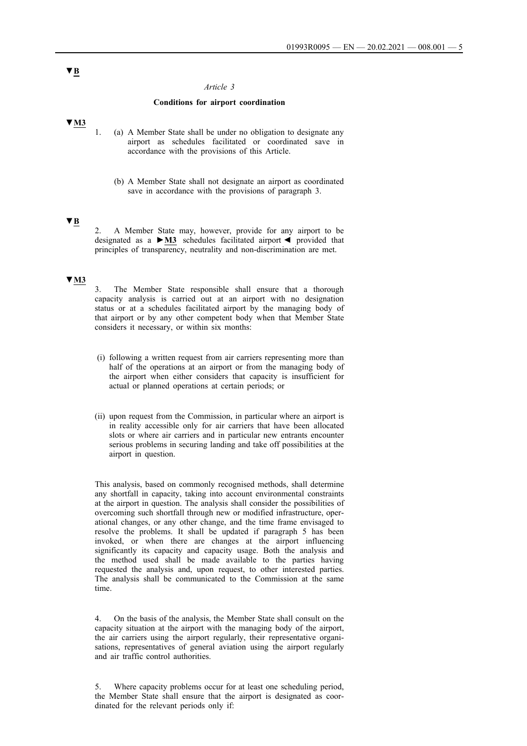▼B

*Article 3*

**Conditions for airport coordination**

▼M3

1. (a) A Member State shall be under no obligation to designate any airport as schedules facilitated or coordinated save in accordance with the provisions of this Article.

   (b) A Member State shall not designate an airport as coordinated save in accordance with the provisions of paragraph 3.

▼B

2. A Member State may, however, provide for any airport to be designated as a ►M3 schedules facilitated airport ◄ provided that principles of transparency, neutrality and non-discrimination are met.

▼M3

3. The Member State responsible shall ensure that a thorough capacity analysis is carried out at an airport with no designation status or at a schedules facilitated airport by the managing body of that airport or by any other competent body when that Member State considers it necessary, or within six months:

(i) following a written request from air carriers representing more than half of the operations at an airport or from the managing body of the airport when either considers that capacity is insufficient for actual or planned operations at certain periods; or

(ii) upon request from the Commission, in particular where an airport is in reality accessible only for air carriers that have been allocated slots or where air carriers and in particular new entrants encounter serious problems in securing landing and take off possibilities at the airport in question.

This analysis, based on commonly recognised methods, shall determine any shortfall in capacity, taking into account environmental constraints at the airport in question. The analysis shall consider the possibilities of overcoming such shortfall through new or modified infrastructure, operational changes, or any other change, and the time frame envisaged to resolve the problems. It shall be updated if paragraph 5 has been invoked, or when there are changes at the airport influencing significantly its capacity and capacity usage. Both the analysis and the method used shall be made available to the parties having requested the analysis and, upon request, to other interested parties. The analysis shall be communicated to the Commission at the same time.

4. On the basis of the analysis, the Member State shall consult on the capacity situation at the airport with the managing body of the airport, the air carriers using the airport regularly, their representative organisations, representatives of general aviation using the airport regularly and air traffic control authorities.

5. Where capacity problems occur for at least one scheduling period, the Member State shall ensure that the airport is designated as coordinated for the relevant periods only if: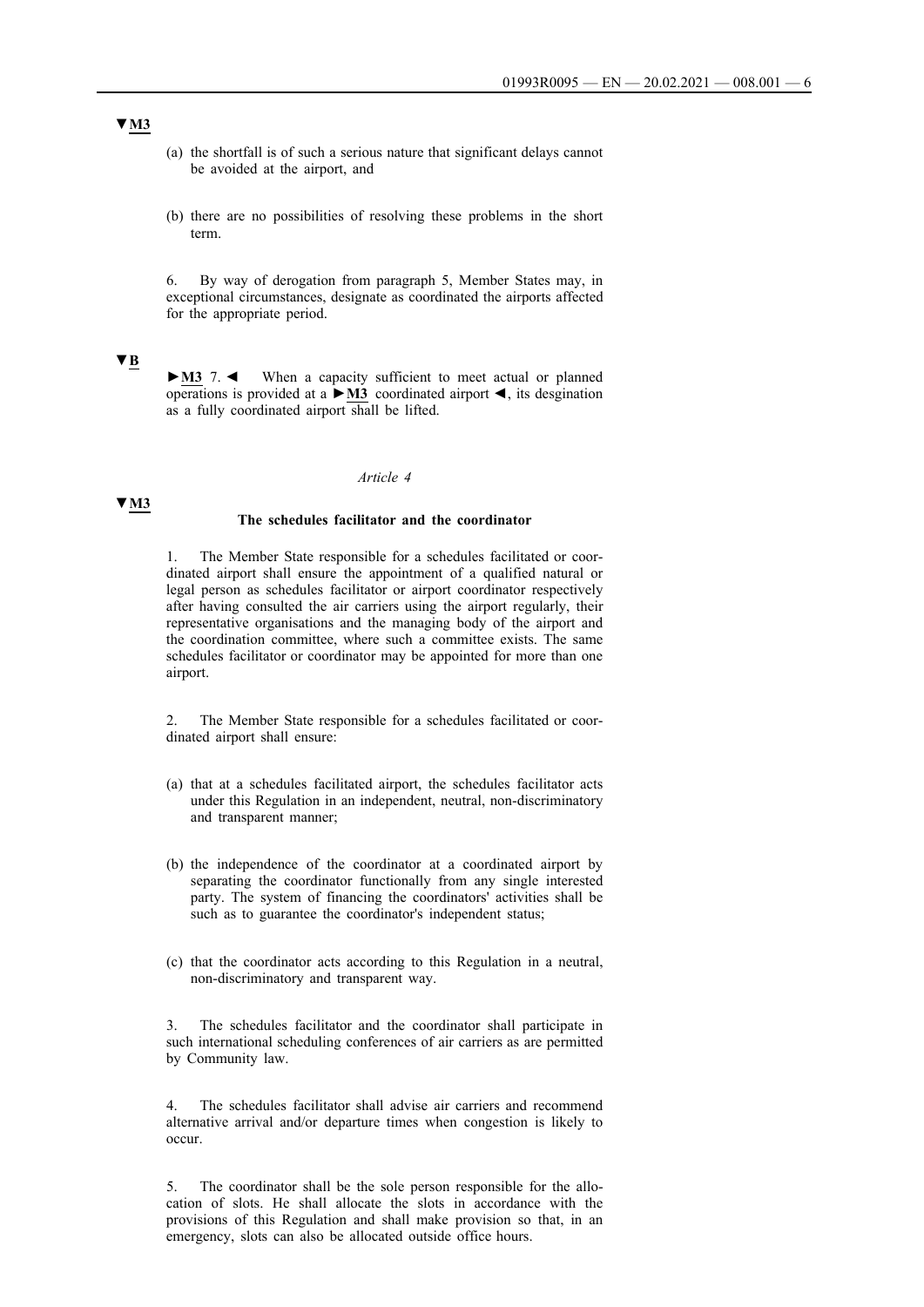▼**M3**

(a) the shortfall is of such a serious nature that significant delays cannot be avoided at the airport, and

(b) there are no possibilities of resolving these problems in the short term.

6. By way of derogation from paragraph 5, Member States may, in exceptional circumstances, designate as coordinated the airports affected for the appropriate period.

▼**B**

►**M3** 7. ◄ When a capacity sufficient to meet actual or planned operations is provided at a ►**M3** coordinated airport ◄, its desgination as a fully coordinated airport shall be lifted.

*Article 4*

▼**M3**

**The schedules facilitator and the coordinator**

1. The Member State responsible for a schedules facilitated or coordinated airport shall ensure the appointment of a qualified natural or legal person as schedules facilitator or airport coordinator respectively after having consulted the air carriers using the airport regularly, their representative organisations and the managing body of the airport and the coordination committee, where such a committee exists. The same schedules facilitator or coordinator may be appointed for more than one airport.

2. The Member State responsible for a schedules facilitated or coordinated airport shall ensure:

(a) that at a schedules facilitated airport, the schedules facilitator acts under this Regulation in an independent, neutral, non-discriminatory and transparent manner;

(b) the independence of the coordinator at a coordinated airport by separating the coordinator functionally from any single interested party. The system of financing the coordinators' activities shall be such as to guarantee the coordinator's independent status;

(c) that the coordinator acts according to this Regulation in a neutral, non-discriminatory and transparent way.

3. The schedules facilitator and the coordinator shall participate in such international scheduling conferences of air carriers as are permitted by Community law.

4. The schedules facilitator shall advise air carriers and recommend alternative arrival and/or departure times when congestion is likely to occur.

5. The coordinator shall be the sole person responsible for the allocation of slots. He shall allocate the slots in accordance with the provisions of this Regulation and shall make provision so that, in an emergency, slots can also be allocated outside office hours.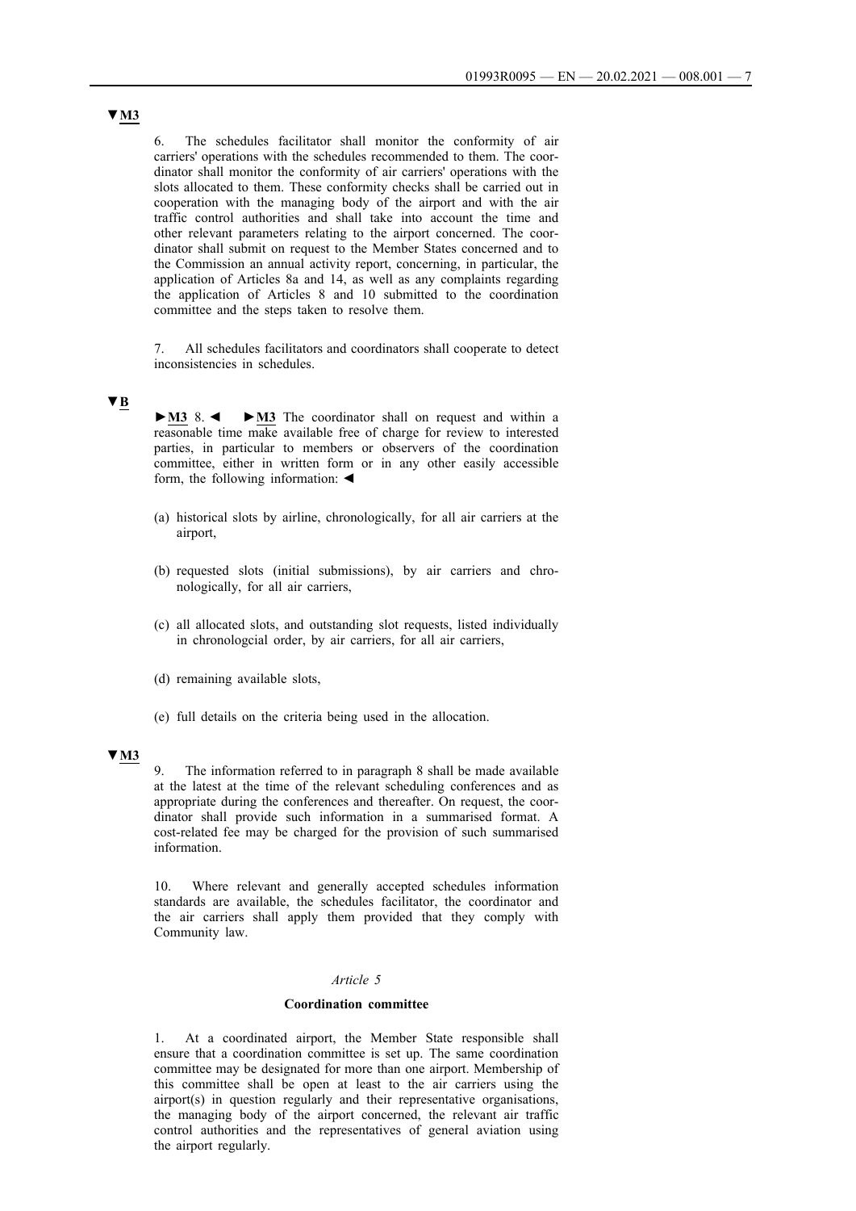▼M3

6. The schedules facilitator shall monitor the conformity of air carriers' operations with the schedules recommended to them. The coordinator shall monitor the conformity of air carriers' operations with the slots allocated to them. These conformity checks shall be carried out in cooperation with the managing body of the airport and with the air traffic control authorities and shall take into account the time and other relevant parameters relating to the airport concerned. The coordinator shall submit on request to the Member States concerned and to the Commission an annual activity report, concerning, in particular, the application of Articles 8a and 14, as well as any complaints regarding the application of Articles 8 and 10 submitted to the coordination committee and the steps taken to resolve them.

7. All schedules facilitators and coordinators shall cooperate to detect inconsistencies in schedules.

▼B

►M3 8. ◄ ►M3 The coordinator shall on request and within a reasonable time make available free of charge for review to interested parties, in particular to members or observers of the coordination committee, either in written form or in any other easily accessible form, the following information: ◄

(a) historical slots by airline, chronologically, for all air carriers at the airport,

(b) requested slots (initial submissions), by air carriers and chronologically, for all air carriers,

(c) all allocated slots, and outstanding slot requests, listed individually in chronologcial order, by air carriers, for all air carriers,

(d) remaining available slots,

(e) full details on the criteria being used in the allocation.

▼M3

9. The information referred to in paragraph 8 shall be made available at the latest at the time of the relevant scheduling conferences and as appropriate during the conferences and thereafter. On request, the coordinator shall provide such information in a summarised format. A cost-related fee may be charged for the provision of such summarised information.

10. Where relevant and generally accepted schedules information standards are available, the schedules facilitator, the coordinator and the air carriers shall apply them provided that they comply with Community law.

*Article 5*

**Coordination committee**

1. At a coordinated airport, the Member State responsible shall ensure that a coordination committee is set up. The same coordination committee may be designated for more than one airport. Membership of this committee shall be open at least to the air carriers using the airport(s) in question regularly and their representative organisations, the managing body of the airport concerned, the relevant air traffic control authorities and the representatives of general aviation using the airport regularly.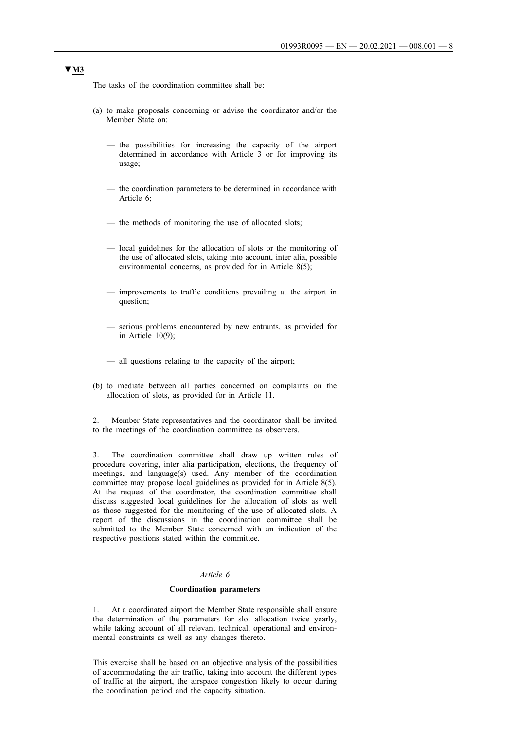**▼M3**

The tasks of the coordination committee shall be:

(a) to make proposals concerning or advise the coordinator and/or the Member State on:

— the possibilities for increasing the capacity of the airport determined in accordance with Article 3 or for improving its usage;

— the coordination parameters to be determined in accordance with Article 6;

— the methods of monitoring the use of allocated slots;

— local guidelines for the allocation of slots or the monitoring of the use of allocated slots, taking into account, inter alia, possible environmental concerns, as provided for in Article 8(5);

— improvements to traffic conditions prevailing at the airport in question;

— serious problems encountered by new entrants, as provided for in Article 10(9);

— all questions relating to the capacity of the airport;

(b) to mediate between all parties concerned on complaints on the allocation of slots, as provided for in Article 11.

2. Member State representatives and the coordinator shall be invited to the meetings of the coordination committee as observers.

3. The coordination committee shall draw up written rules of procedure covering, inter alia participation, elections, the frequency of meetings, and language(s) used. Any member of the coordination committee may propose local guidelines as provided for in Article 8(5). At the request of the coordinator, the coordination committee shall discuss suggested local guidelines for the allocation of slots as well as those suggested for the monitoring of the use of allocated slots. A report of the discussions in the coordination committee shall be submitted to the Member State concerned with an indication of the respective positions stated within the committee.

*Article 6*

**Coordination parameters**

1. At a coordinated airport the Member State responsible shall ensure the determination of the parameters for slot allocation twice yearly, while taking account of all relevant technical, operational and environmental constraints as well as any changes thereto.

This exercise shall be based on an objective analysis of the possibilities of accommodating the air traffic, taking into account the different types of traffic at the airport, the airspace congestion likely to occur during the coordination period and the capacity situation.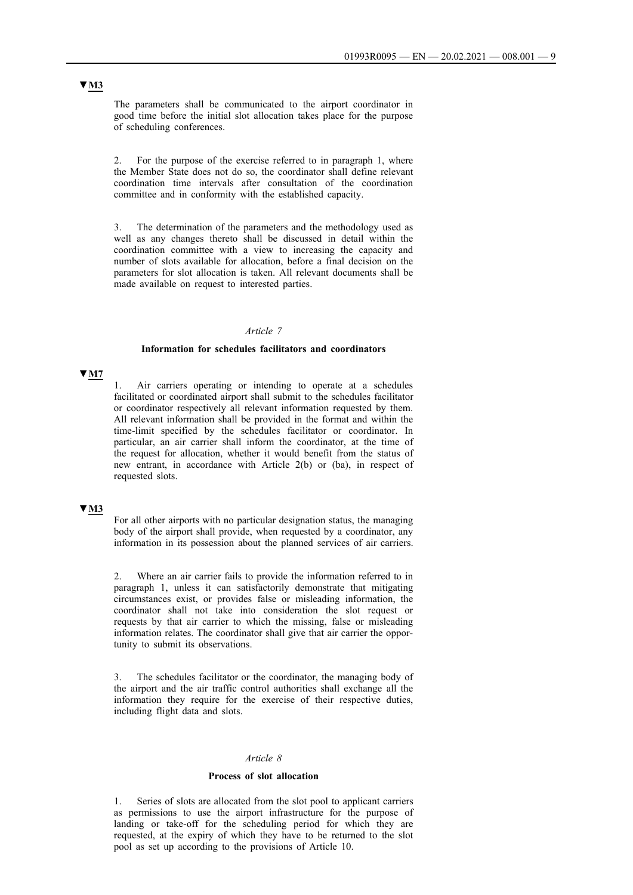▼M3

The parameters shall be communicated to the airport coordinator in good time before the initial slot allocation takes place for the purpose of scheduling conferences.

2. For the purpose of the exercise referred to in paragraph 1, where the Member State does not do so, the coordinator shall define relevant coordination time intervals after consultation of the coordination committee and in conformity with the established capacity.

3. The determination of the parameters and the methodology used as well as any changes thereto shall be discussed in detail within the coordination committee with a view to increasing the capacity and number of slots available for allocation, before a final decision on the parameters for slot allocation is taken. All relevant documents shall be made available on request to interested parties.

*Article 7*

**Information for schedules facilitators and coordinators**

▼M7

1. Air carriers operating or intending to operate at a schedules facilitated or coordinated airport shall submit to the schedules facilitator or coordinator respectively all relevant information requested by them. All relevant information shall be provided in the format and within the time-limit specified by the schedules facilitator or coordinator. In particular, an air carrier shall inform the coordinator, at the time of the request for allocation, whether it would benefit from the status of new entrant, in accordance with Article 2(b) or (ba), in respect of requested slots.

▼M3

For all other airports with no particular designation status, the managing body of the airport shall provide, when requested by a coordinator, any information in its possession about the planned services of air carriers.

2. Where an air carrier fails to provide the information referred to in paragraph 1, unless it can satisfactorily demonstrate that mitigating circumstances exist, or provides false or misleading information, the coordinator shall not take into consideration the slot request or requests by that air carrier to which the missing, false or misleading information relates. The coordinator shall give that air carrier the opportunity to submit its observations.

3. The schedules facilitator or the coordinator, the managing body of the airport and the air traffic control authorities shall exchange all the information they require for the exercise of their respective duties, including flight data and slots.

*Article 8*

**Process of slot allocation**

1. Series of slots are allocated from the slot pool to applicant carriers as permissions to use the airport infrastructure for the purpose of landing or take-off for the scheduling period for which they are requested, at the expiry of which they have to be returned to the slot pool as set up according to the provisions of Article 10.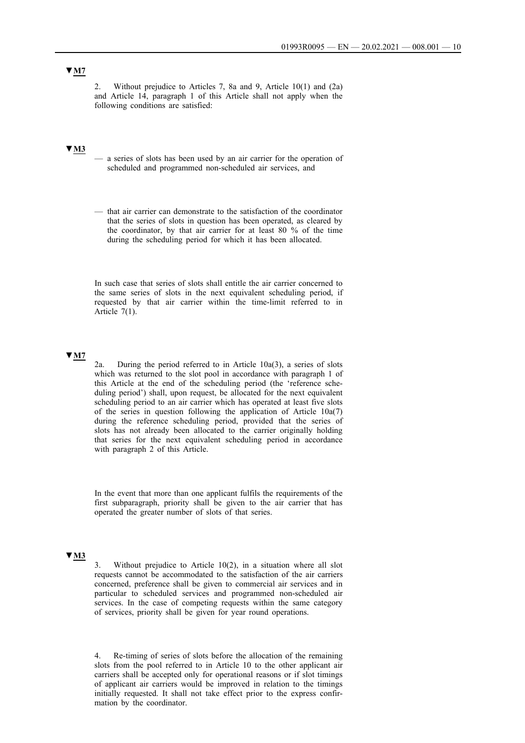▼M7

2. Without prejudice to Articles 7, 8a and 9, Article 10(1) and (2a) and Article 14, paragraph 1 of this Article shall not apply when the following conditions are satisfied:

▼M3

— a series of slots has been used by an air carrier for the operation of scheduled and programmed non-scheduled air services, and

— that air carrier can demonstrate to the satisfaction of the coordinator that the series of slots in question has been operated, as cleared by the coordinator, by that air carrier for at least 80 % of the time during the scheduling period for which it has been allocated.

In such case that series of slots shall entitle the air carrier concerned to the same series of slots in the next equivalent scheduling period, if requested by that air carrier within the time-limit referred to in Article 7(1).

▼M7

2a. During the period referred to in Article 10a(3), a series of slots which was returned to the slot pool in accordance with paragraph 1 of this Article at the end of the scheduling period (the 'reference scheduling period') shall, upon request, be allocated for the next equivalent scheduling period to an air carrier which has operated at least five slots of the series in question following the application of Article 10a(7) during the reference scheduling period, provided that the series of slots has not already been allocated to the carrier originally holding that series for the next equivalent scheduling period in accordance with paragraph 2 of this Article.

In the event that more than one applicant fulfils the requirements of the first subparagraph, priority shall be given to the air carrier that has operated the greater number of slots of that series.

▼M3

3. Without prejudice to Article 10(2), in a situation where all slot requests cannot be accommodated to the satisfaction of the air carriers concerned, preference shall be given to commercial air services and in particular to scheduled services and programmed non-scheduled air services. In the case of competing requests within the same category of services, priority shall be given for year round operations.

4. Re-timing of series of slots before the allocation of the remaining slots from the pool referred to in Article 10 to the other applicant air carriers shall be accepted only for operational reasons or if slot timings of applicant air carriers would be improved in relation to the timings initially requested. It shall not take effect prior to the express confirmation by the coordinator.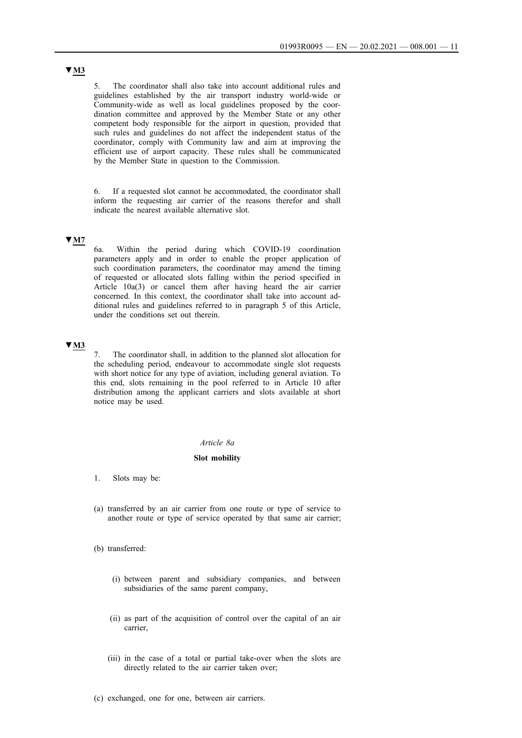**▼M3**

5. The coordinator shall also take into account additional rules and guidelines established by the air transport industry world-wide or Community-wide as well as local guidelines proposed by the coordination committee and approved by the Member State or any other competent body responsible for the airport in question, provided that such rules and guidelines do not affect the independent status of the coordinator, comply with Community law and aim at improving the efficient use of airport capacity. These rules shall be communicated by the Member State in question to the Commission.

6. If a requested slot cannot be accommodated, the coordinator shall inform the requesting air carrier of the reasons therefor and shall indicate the nearest available alternative slot.

**▼M7**

6a. Within the period during which COVID-19 coordination parameters apply and in order to enable the proper application of such coordination parameters, the coordinator may amend the timing of requested or allocated slots falling within the period specified in Article 10a(3) or cancel them after having heard the air carrier concerned. In this context, the coordinator shall take into account additional rules and guidelines referred to in paragraph 5 of this Article, under the conditions set out therein.

**▼M3**

7. The coordinator shall, in addition to the planned slot allocation for the scheduling period, endeavour to accommodate single slot requests with short notice for any type of aviation, including general aviation. To this end, slots remaining in the pool referred to in Article 10 after distribution among the applicant carriers and slots available at short notice may be used.

*Article 8a*

**Slot mobility**

1. Slots may be:

(a) transferred by an air carrier from one route or type of service to another route or type of service operated by that same air carrier;

(b) transferred:

 (i) between parent and subsidiary companies, and between subsidiaries of the same parent company,

 (ii) as part of the acquisition of control over the capital of an air carrier,

 (iii) in the case of a total or partial take-over when the slots are directly related to the air carrier taken over;

(c) exchanged, one for one, between air carriers.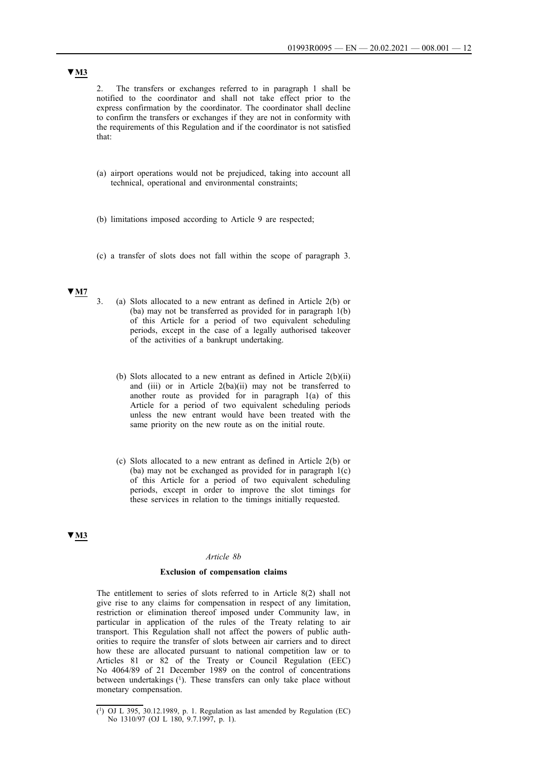▼M3

2. The transfers or exchanges referred to in paragraph 1 shall be notified to the coordinator and shall not take effect prior to the express confirmation by the coordinator. The coordinator shall decline to confirm the transfers or exchanges if they are not in conformity with the requirements of this Regulation and if the coordinator is not satisfied that:

(a) airport operations would not be prejudiced, taking into account all technical, operational and environmental constraints;

(b) limitations imposed according to Article 9 are respected;

(c) a transfer of slots does not fall within the scope of paragraph 3.

▼M7

3. (a) Slots allocated to a new entrant as defined in Article 2(b) or (ba) may not be transferred as provided for in paragraph 1(b) of this Article for a period of two equivalent scheduling periods, except in the case of a legally authorised takeover of the activities of a bankrupt undertaking.

(b) Slots allocated to a new entrant as defined in Article 2(b)(ii) and (iii) or in Article 2(ba)(ii) may not be transferred to another route as provided for in paragraph 1(a) of this Article for a period of two equivalent scheduling periods unless the new entrant would have been treated with the same priority on the new route as on the initial route.

(c) Slots allocated to a new entrant as defined in Article 2(b) or (ba) may not be exchanged as provided for in paragraph 1(c) of this Article for a period of two equivalent scheduling periods, except in order to improve the slot timings for these services in relation to the timings initially requested.

▼M3

*Article 8b*

**Exclusion of compensation claims**

The entitlement to series of slots referred to in Article 8(2) shall not give rise to any claims for compensation in respect of any limitation, restriction or elimination thereof imposed under Community law, in particular in application of the rules of the Treaty relating to air transport. This Regulation shall not affect the powers of public authorities to require the transfer of slots between air carriers and to direct how these are allocated pursuant to national competition law or to Articles 81 or 82 of the Treaty or Council Regulation (EEC) No 4064/89 of 21 December 1989 on the control of concentrations between undertakings [1]. These transfers can only take place without monetary compensation.

---

[1] OJ L 395, 30.12.1989, p. 1. Regulation as last amended by Regulation (EC) No 1310/97 (OJ L 180, 9.7.1997, p. 1).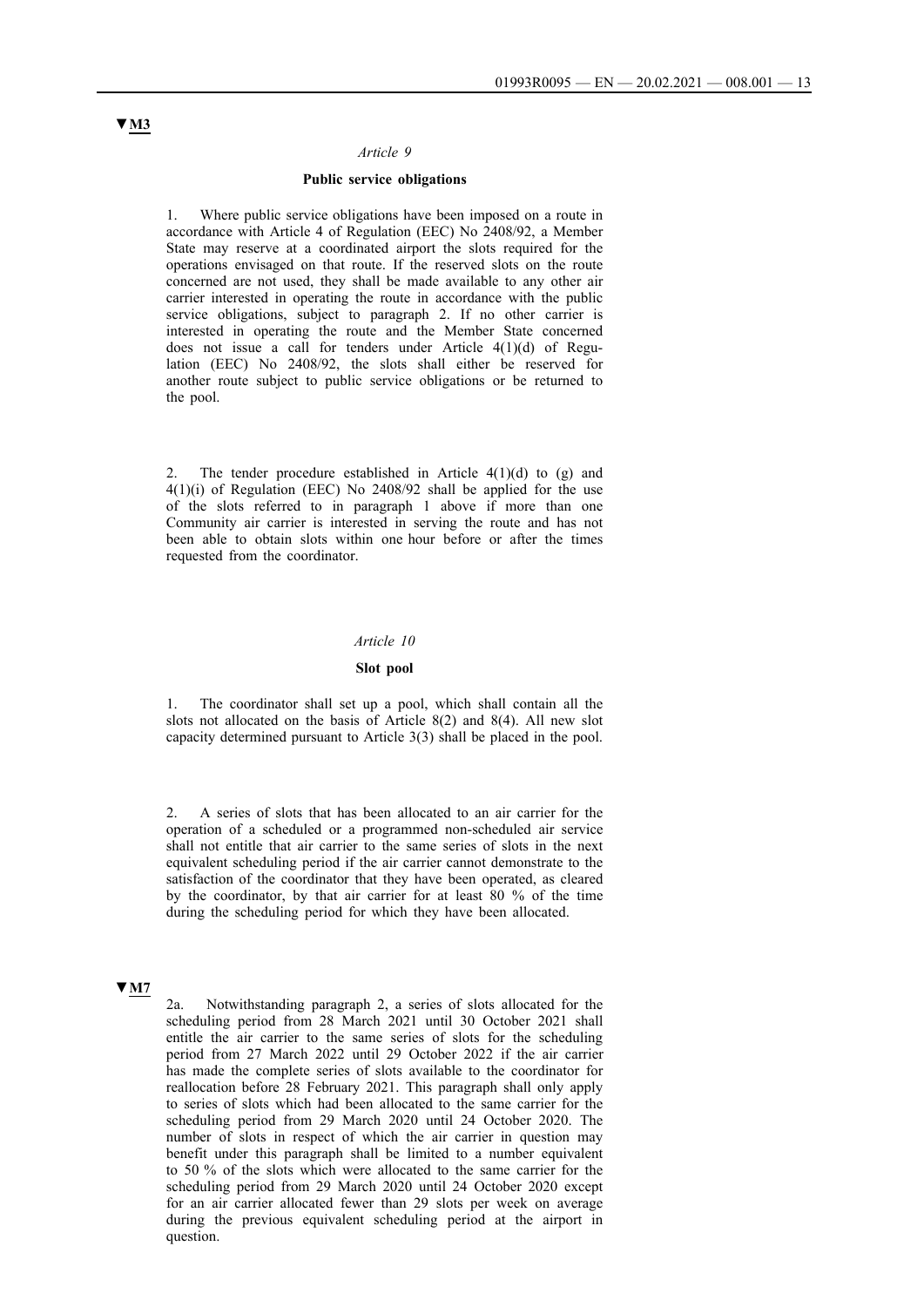▼M3

*Article 9*

**Public service obligations**

1. Where public service obligations have been imposed on a route in accordance with Article 4 of Regulation (EEC) No 2408/92, a Member State may reserve at a coordinated airport the slots required for the operations envisaged on that route. If the reserved slots on the route concerned are not used, they shall be made available to any other air carrier interested in operating the route in accordance with the public service obligations, subject to paragraph 2. If no other carrier is interested in operating the route and the Member State concerned does not issue a call for tenders under Article 4(1)(d) of Regulation (EEC) No 2408/92, the slots shall either be reserved for another route subject to public service obligations or be returned to the pool.

2. The tender procedure established in Article 4(1)(d) to (g) and 4(1)(i) of Regulation (EEC) No 2408/92 shall be applied for the use of the slots referred to in paragraph 1 above if more than one Community air carrier is interested in serving the route and has not been able to obtain slots within one hour before or after the times requested from the coordinator.

*Article 10*

**Slot pool**

1. The coordinator shall set up a pool, which shall contain all the slots not allocated on the basis of Article 8(2) and 8(4). All new slot capacity determined pursuant to Article 3(3) shall be placed in the pool.

2. A series of slots that has been allocated to an air carrier for the operation of a scheduled or a programmed non-scheduled air service shall not entitle that air carrier to the same series of slots in the next equivalent scheduling period if the air carrier cannot demonstrate to the satisfaction of the coordinator that they have been operated, as cleared by the coordinator, by that air carrier for at least 80 % of the time during the scheduling period for which they have been allocated.

▼M7

2a. Notwithstanding paragraph 2, a series of slots allocated for the scheduling period from 28 March 2021 until 30 October 2021 shall entitle the air carrier to the same series of slots for the scheduling period from 27 March 2022 until 29 October 2022 if the air carrier has made the complete series of slots available to the coordinator for reallocation before 28 February 2021. This paragraph shall only apply to series of slots which had been allocated to the same carrier for the scheduling period from 29 March 2020 until 24 October 2020. The number of slots in respect of which the air carrier in question may benefit under this paragraph shall be limited to a number equivalent to 50 % of the slots which were allocated to the same carrier for the scheduling period from 29 March 2020 until 24 October 2020 except for an air carrier allocated fewer than 29 slots per week on average during the previous equivalent scheduling period at the airport in question.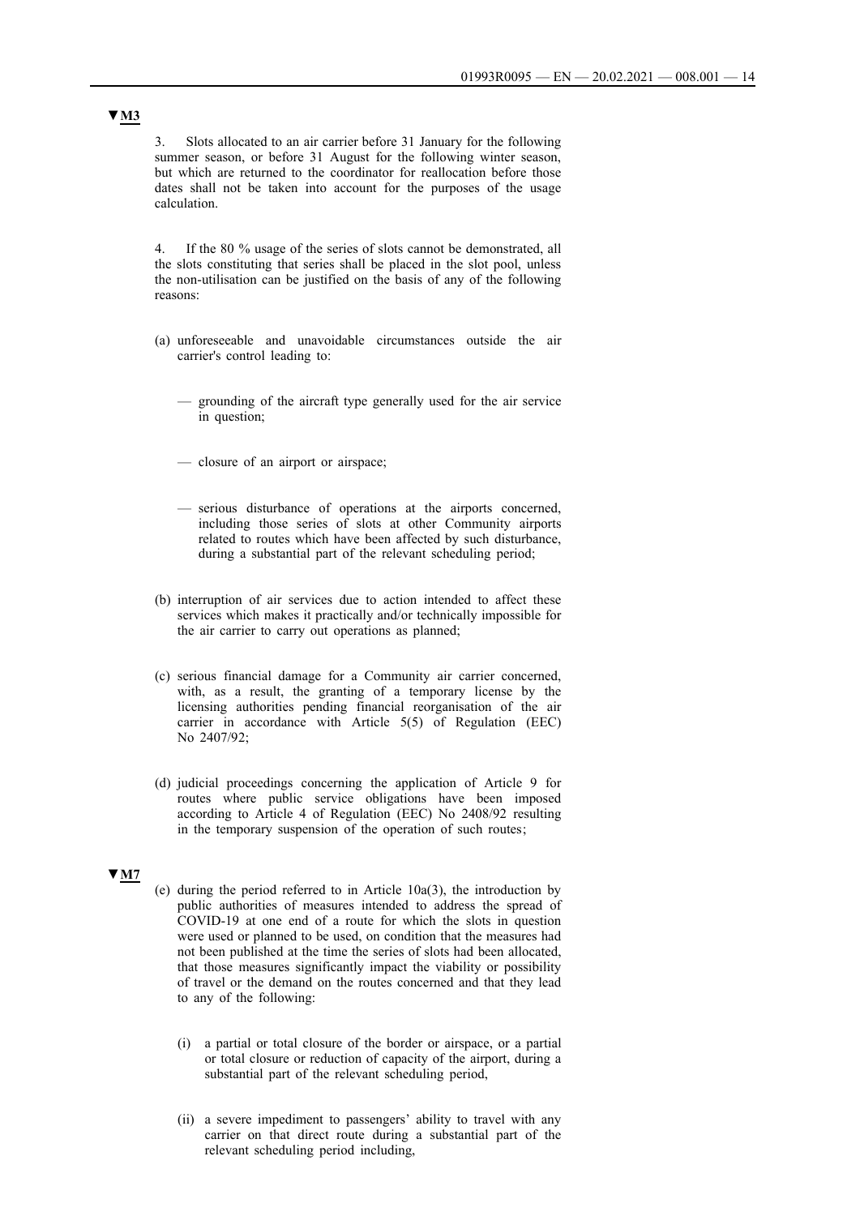▼M3

3. Slots allocated to an air carrier before 31 January for the following summer season, or before 31 August for the following winter season, but which are returned to the coordinator for reallocation before those dates shall not be taken into account for the purposes of the usage calculation.

4. If the 80 % usage of the series of slots cannot be demonstrated, all the slots constituting that series shall be placed in the slot pool, unless the non-utilisation can be justified on the basis of any of the following reasons:

(a) unforeseeable and unavoidable circumstances outside the air carrier's control leading to:

— grounding of the aircraft type generally used for the air service in question;

— closure of an airport or airspace;

— serious disturbance of operations at the airports concerned, including those series of slots at other Community airports related to routes which have been affected by such disturbance, during a substantial part of the relevant scheduling period;

(b) interruption of air services due to action intended to affect these services which makes it practically and/or technically impossible for the air carrier to carry out operations as planned;

(c) serious financial damage for a Community air carrier concerned, with, as a result, the granting of a temporary license by the licensing authorities pending financial reorganisation of the air carrier in accordance with Article 5(5) of Regulation (EEC) No 2407/92;

(d) judicial proceedings concerning the application of Article 9 for routes where public service obligations have been imposed according to Article 4 of Regulation (EEC) No 2408/92 resulting in the temporary suspension of the operation of such routes;

▼M7

(e) during the period referred to in Article 10a(3), the introduction by public authorities of measures intended to address the spread of COVID-19 at one end of a route for which the slots in question were used or planned to be used, on condition that the measures had not been published at the time the series of slots had been allocated, that those measures significantly impact the viability or possibility of travel or the demand on the routes concerned and that they lead to any of the following:

(i) a partial or total closure of the border or airspace, or a partial or total closure or reduction of capacity of the airport, during a substantial part of the relevant scheduling period,

(ii) a severe impediment to passengers' ability to travel with any carrier on that direct route during a substantial part of the relevant scheduling period including,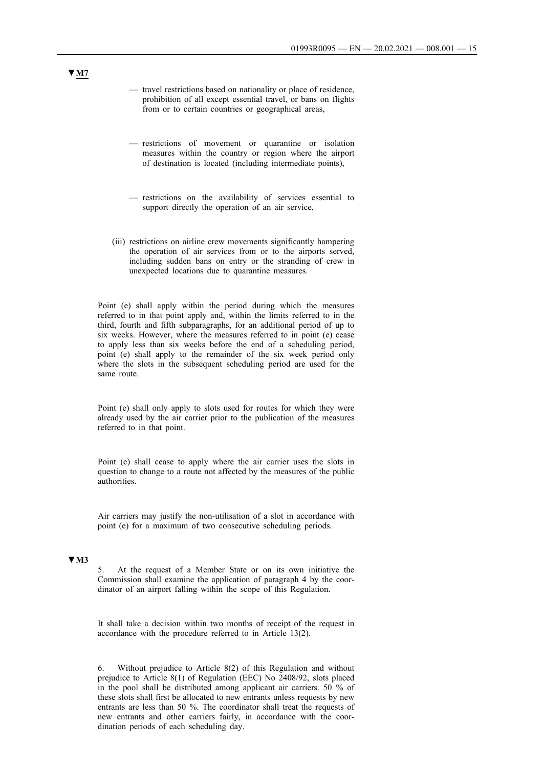▼M7

— travel restrictions based on nationality or place of residence, prohibition of all except essential travel, or bans on flights from or to certain countries or geographical areas,

— restrictions of movement or quarantine or isolation measures within the country or region where the airport of destination is located (including intermediate points),

— restrictions on the availability of services essential to support directly the operation of an air service,

(iii) restrictions on airline crew movements significantly hampering the operation of air services from or to the airports served, including sudden bans on entry or the stranding of crew in unexpected locations due to quarantine measures.

Point (e) shall apply within the period during which the measures referred to in that point apply and, within the limits referred to in the third, fourth and fifth subparagraphs, for an additional period of up to six weeks. However, where the measures referred to in point (e) cease to apply less than six weeks before the end of a scheduling period, point (e) shall apply to the remainder of the six week period only where the slots in the subsequent scheduling period are used for the same route.

Point (e) shall only apply to slots used for routes for which they were already used by the air carrier prior to the publication of the measures referred to in that point.

Point (e) shall cease to apply where the air carrier uses the slots in question to change to a route not affected by the measures of the public authorities.

Air carriers may justify the non-utilisation of a slot in accordance with point (e) for a maximum of two consecutive scheduling periods.

▼M3

5. At the request of a Member State or on its own initiative the Commission shall examine the application of paragraph 4 by the coordinator of an airport falling within the scope of this Regulation.

It shall take a decision within two months of receipt of the request in accordance with the procedure referred to in Article 13(2).

6. Without prejudice to Article 8(2) of this Regulation and without prejudice to Article 8(1) of Regulation (EEC) No 2408/92, slots placed in the pool shall be distributed among applicant air carriers. 50 % of these slots shall first be allocated to new entrants unless requests by new entrants are less than 50 %. The coordinator shall treat the requests of new entrants and other carriers fairly, in accordance with the coordination periods of each scheduling day.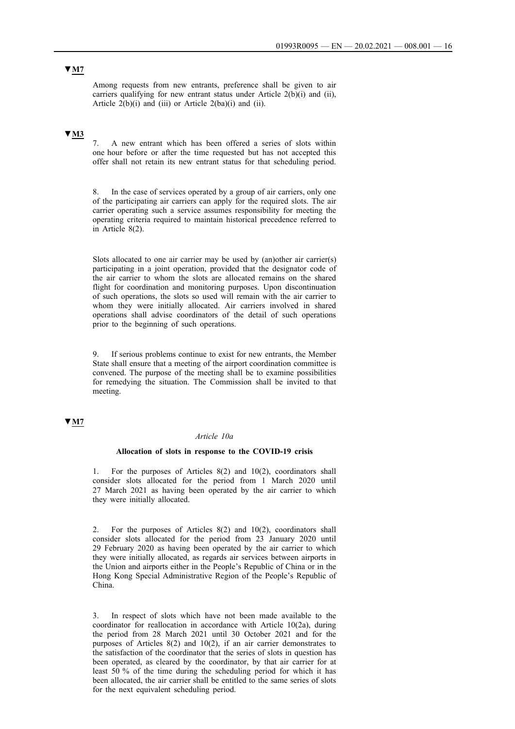▼M7

Among requests from new entrants, preference shall be given to air carriers qualifying for new entrant status under Article 2(b)(i) and (ii), Article 2(b)(i) and (iii) or Article 2(ba)(i) and (ii).

▼M3

7. A new entrant which has been offered a series of slots within one hour before or after the time requested but has not accepted this offer shall not retain its new entrant status for that scheduling period.

8. In the case of services operated by a group of air carriers, only one of the participating air carriers can apply for the required slots. The air carrier operating such a service assumes responsibility for meeting the operating criteria required to maintain historical precedence referred to in Article 8(2).

Slots allocated to one air carrier may be used by (an)other air carrier(s) participating in a joint operation, provided that the designator code of the air carrier to whom the slots are allocated remains on the shared flight for coordination and monitoring purposes. Upon discontinuation of such operations, the slots so used will remain with the air carrier to whom they were initially allocated. Air carriers involved in shared operations shall advise coordinators of the detail of such operations prior to the beginning of such operations.

9. If serious problems continue to exist for new entrants, the Member State shall ensure that a meeting of the airport coordination committee is convened. The purpose of the meeting shall be to examine possibilities for remedying the situation. The Commission shall be invited to that meeting.

▼M7

*Article 10a*

**Allocation of slots in response to the COVID-19 crisis**

1. For the purposes of Articles 8(2) and 10(2), coordinators shall consider slots allocated for the period from 1 March 2020 until 27 March 2021 as having been operated by the air carrier to which they were initially allocated.

2. For the purposes of Articles 8(2) and 10(2), coordinators shall consider slots allocated for the period from 23 January 2020 until 29 February 2020 as having been operated by the air carrier to which they were initially allocated, as regards air services between airports in the Union and airports either in the People's Republic of China or in the Hong Kong Special Administrative Region of the People's Republic of China.

3. In respect of slots which have not been made available to the coordinator for reallocation in accordance with Article 10(2a), during the period from 28 March 2021 until 30 October 2021 and for the purposes of Articles 8(2) and 10(2), if an air carrier demonstrates to the satisfaction of the coordinator that the series of slots in question has been operated, as cleared by the coordinator, by that air carrier for at least 50 % of the time during the scheduling period for which it has been allocated, the air carrier shall be entitled to the same series of slots for the next equivalent scheduling period.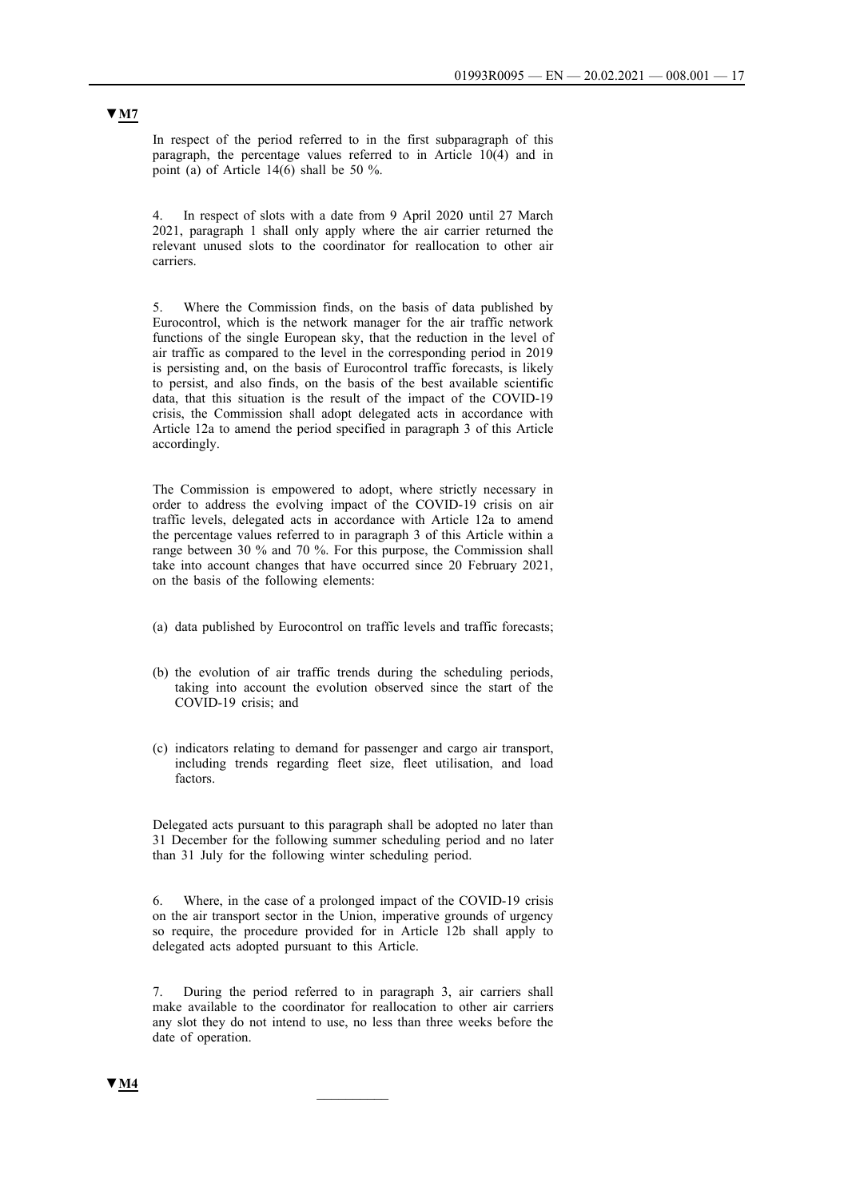▼M7

In respect of the period referred to in the first subparagraph of this paragraph, the percentage values referred to in Article 10(4) and in point (a) of Article 14(6) shall be 50 %.

4. In respect of slots with a date from 9 April 2020 until 27 March 2021, paragraph 1 shall only apply where the air carrier returned the relevant unused slots to the coordinator for reallocation to other air carriers.

5. Where the Commission finds, on the basis of data published by Eurocontrol, which is the network manager for the air traffic network functions of the single European sky, that the reduction in the level of air traffic as compared to the level in the corresponding period in 2019 is persisting and, on the basis of Eurocontrol traffic forecasts, is likely to persist, and also finds, on the basis of the best available scientific data, that this situation is the result of the impact of the COVID-19 crisis, the Commission shall adopt delegated acts in accordance with Article 12a to amend the period specified in paragraph 3 of this Article accordingly.

The Commission is empowered to adopt, where strictly necessary in order to address the evolving impact of the COVID-19 crisis on air traffic levels, delegated acts in accordance with Article 12a to amend the percentage values referred to in paragraph 3 of this Article within a range between 30 % and 70 %. For this purpose, the Commission shall take into account changes that have occurred since 20 February 2021, on the basis of the following elements:

(a) data published by Eurocontrol on traffic levels and traffic forecasts;

(b) the evolution of air traffic trends during the scheduling periods, taking into account the evolution observed since the start of the COVID-19 crisis; and

(c) indicators relating to demand for passenger and cargo air transport, including trends regarding fleet size, fleet utilisation, and load factors.

Delegated acts pursuant to this paragraph shall be adopted no later than 31 December for the following summer scheduling period and no later than 31 July for the following winter scheduling period.

6. Where, in the case of a prolonged impact of the COVID-19 crisis on the air transport sector in the Union, imperative grounds of urgency so require, the procedure provided for in Article 12b shall apply to delegated acts adopted pursuant to this Article.

7. During the period referred to in paragraph 3, air carriers shall make available to the coordinator for reallocation to other air carriers any slot they do not intend to use, no less than three weeks before the date of operation.

▼M4

—————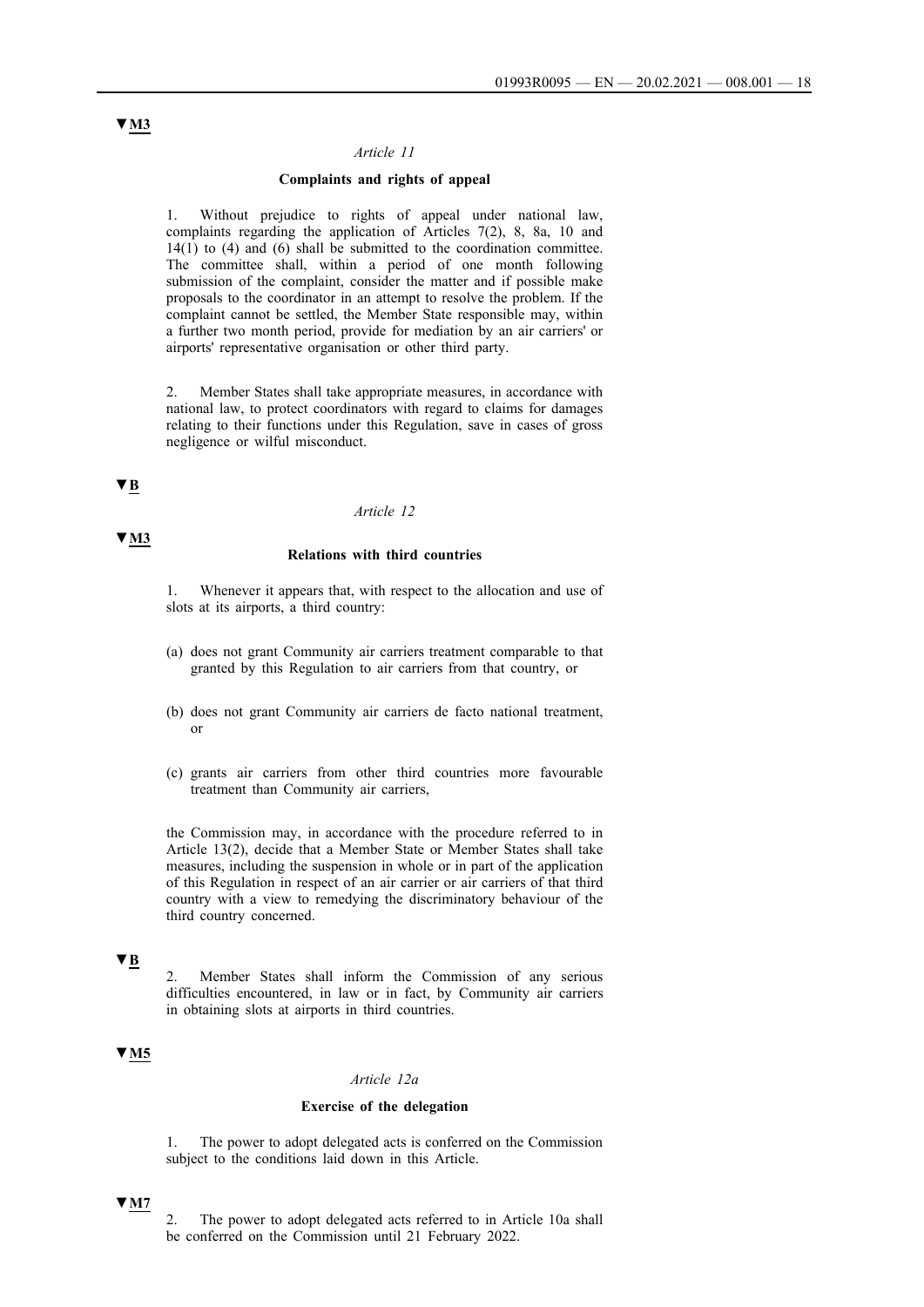▼M3

*Article 11*

**Complaints and rights of appeal**

1. Without prejudice to rights of appeal under national law, complaints regarding the application of Articles 7(2), 8, 8a, 10 and 14(1) to (4) and (6) shall be submitted to the coordination committee. The committee shall, within a period of one month following submission of the complaint, consider the matter and if possible make proposals to the coordinator in an attempt to resolve the problem. If the complaint cannot be settled, the Member State responsible may, within a further two month period, provide for mediation by an air carriers' or airports' representative organisation or other third party.

2. Member States shall take appropriate measures, in accordance with national law, to protect coordinators with regard to claims for damages relating to their functions under this Regulation, save in cases of gross negligence or wilful misconduct.

▼B

*Article 12*

▼M3

**Relations with third countries**

1. Whenever it appears that, with respect to the allocation and use of slots at its airports, a third country:

(a) does not grant Community air carriers treatment comparable to that granted by this Regulation to air carriers from that country, or

(b) does not grant Community air carriers de facto national treatment, or

(c) grants air carriers from other third countries more favourable treatment than Community air carriers,

the Commission may, in accordance with the procedure referred to in Article 13(2), decide that a Member State or Member States shall take measures, including the suspension in whole or in part of the application of this Regulation in respect of an air carrier or air carriers of that third country with a view to remedying the discriminatory behaviour of the third country concerned.

▼B

2. Member States shall inform the Commission of any serious difficulties encountered, in law or in fact, by Community air carriers in obtaining slots at airports in third countries.

▼M5

*Article 12a*

**Exercise of the delegation**

1. The power to adopt delegated acts is conferred on the Commission subject to the conditions laid down in this Article.

▼M7

2. The power to adopt delegated acts referred to in Article 10a shall be conferred on the Commission until 21 February 2022.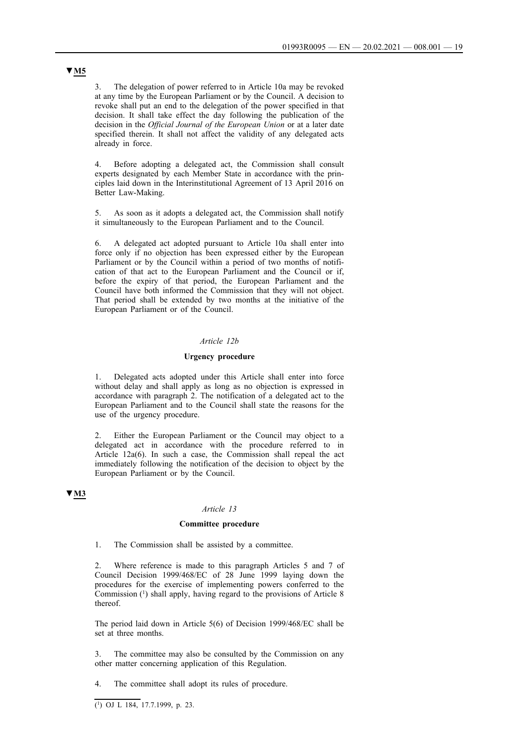▼M5

3. The delegation of power referred to in Article 10a may be revoked at any time by the European Parliament or by the Council. A decision to revoke shall put an end to the delegation of the power specified in that decision. It shall take effect the day following the publication of the decision in the *Official Journal of the European Union* or at a later date specified therein. It shall not affect the validity of any delegated acts already in force.

4. Before adopting a delegated act, the Commission shall consult experts designated by each Member State in accordance with the principles laid down in the Interinstitutional Agreement of 13 April 2016 on Better Law-Making.

5. As soon as it adopts a delegated act, the Commission shall notify it simultaneously to the European Parliament and to the Council.

6. A delegated act adopted pursuant to Article 10a shall enter into force only if no objection has been expressed either by the European Parliament or by the Council within a period of two months of notification of that act to the European Parliament and the Council or if, before the expiry of that period, the European Parliament and the Council have both informed the Commission that they will not object. That period shall be extended by two months at the initiative of the European Parliament or of the Council.

*Article 12b*

**Urgency procedure**

1. Delegated acts adopted under this Article shall enter into force without delay and shall apply as long as no objection is expressed in accordance with paragraph 2. The notification of a delegated act to the European Parliament and to the Council shall state the reasons for the use of the urgency procedure.

2. Either the European Parliament or the Council may object to a delegated act in accordance with the procedure referred to in Article 12a(6). In such a case, the Commission shall repeal the act immediately following the notification of the decision to object by the European Parliament or by the Council.

▼M3

*Article 13*

**Committee procedure**

1. The Commission shall be assisted by a committee.

2. Where reference is made to this paragraph Articles 5 and 7 of Council Decision 1999/468/EC of 28 June 1999 laying down the procedures for the exercise of implementing powers conferred to the Commission [1] shall apply, having regard to the provisions of Article 8 thereof.

The period laid down in Article 5(6) of Decision 1999/468/EC shall be set at three months.

3. The committee may also be consulted by the Commission on any other matter concerning application of this Regulation.

4. The committee shall adopt its rules of procedure.

[1] OJ L 184, 17.7.1999, p. 23.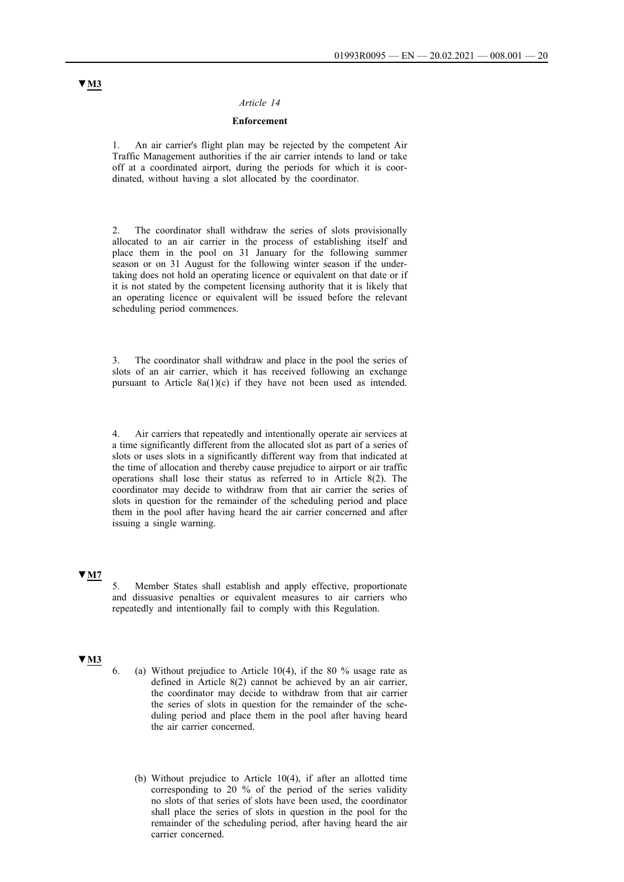▼M3

*Article 14*

**Enforcement**

1. An air carrier's flight plan may be rejected by the competent Air Traffic Management authorities if the air carrier intends to land or take off at a coordinated airport, during the periods for which it is coordinated, without having a slot allocated by the coordinator.

2. The coordinator shall withdraw the series of slots provisionally allocated to an air carrier in the process of establishing itself and place them in the pool on 31 January for the following summer season or on 31 August for the following winter season if the undertaking does not hold an operating licence or equivalent on that date or if it is not stated by the competent licensing authority that it is likely that an operating licence or equivalent will be issued before the relevant scheduling period commences.

3. The coordinator shall withdraw and place in the pool the series of slots of an air carrier, which it has received following an exchange pursuant to Article 8a(1)(c) if they have not been used as intended.

4. Air carriers that repeatedly and intentionally operate air services at a time significantly different from the allocated slot as part of a series of slots or uses slots in a significantly different way from that indicated at the time of allocation and thereby cause prejudice to airport or air traffic operations shall lose their status as referred to in Article 8(2). The coordinator may decide to withdraw from that air carrier the series of slots in question for the remainder of the scheduling period and place them in the pool after having heard the air carrier concerned and after issuing a single warning.

▼M7

5. Member States shall establish and apply effective, proportionate and dissuasive penalties or equivalent measures to air carriers who repeatedly and intentionally fail to comply with this Regulation.

▼M3

6. (a) Without prejudice to Article 10(4), if the 80 % usage rate as defined in Article 8(2) cannot be achieved by an air carrier, the coordinator may decide to withdraw from that air carrier the series of slots in question for the remainder of the scheduling period and place them in the pool after having heard the air carrier concerned.

   (b) Without prejudice to Article 10(4), if after an allotted time corresponding to 20 % of the period of the series validity no slots of that series of slots have been used, the coordinator shall place the series of slots in question in the pool for the remainder of the scheduling period, after having heard the air carrier concerned.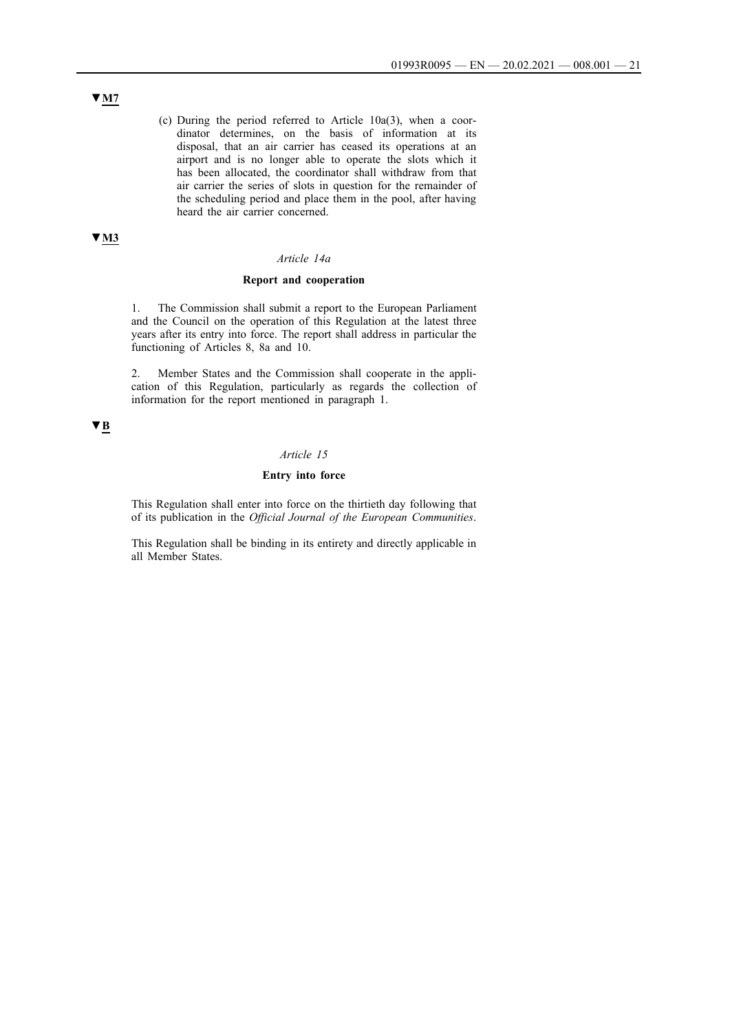**▼M7**

(c) During the period referred to Article 10a(3), when a coordinator determines, on the basis of information at its disposal, that an air carrier has ceased its operations at an airport and is no longer able to operate the slots which it has been allocated, the coordinator shall withdraw from that air carrier the series of slots in question for the remainder of the scheduling period and place them in the pool, after having heard the air carrier concerned.

**▼M3**

*Article 14a*

**Report and cooperation**

1. The Commission shall submit a report to the European Parliament and the Council on the operation of this Regulation at the latest three years after its entry into force. The report shall address in particular the functioning of Articles 8, 8a and 10.

2. Member States and the Commission shall cooperate in the application of this Regulation, particularly as regards the collection of information for the report mentioned in paragraph 1.

**▼B**

*Article 15*

**Entry into force**

This Regulation shall enter into force on the thirtieth day following that of its publication in the *Official Journal of the European Communities*.

This Regulation shall be binding in its entirety and directly applicable in all Member States.